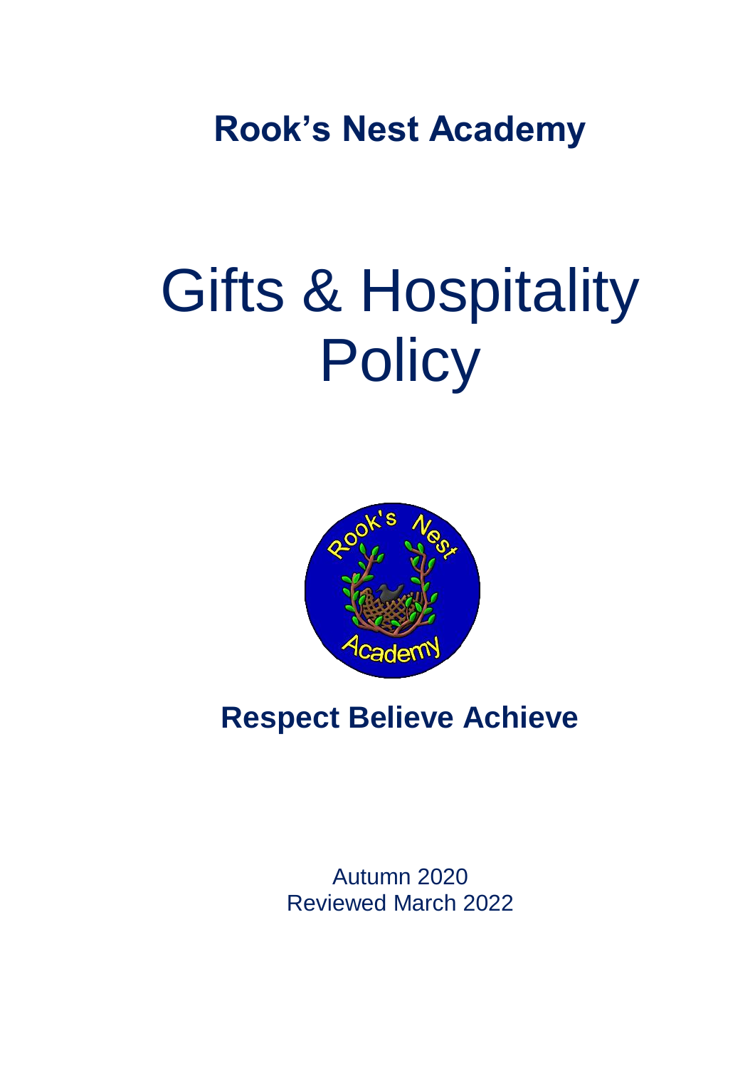**Rook's Nest Academy**

# Gifts & Hospitality Policy

**Respect Believe Achieve**

Autumn 2020
Reviewed March 2022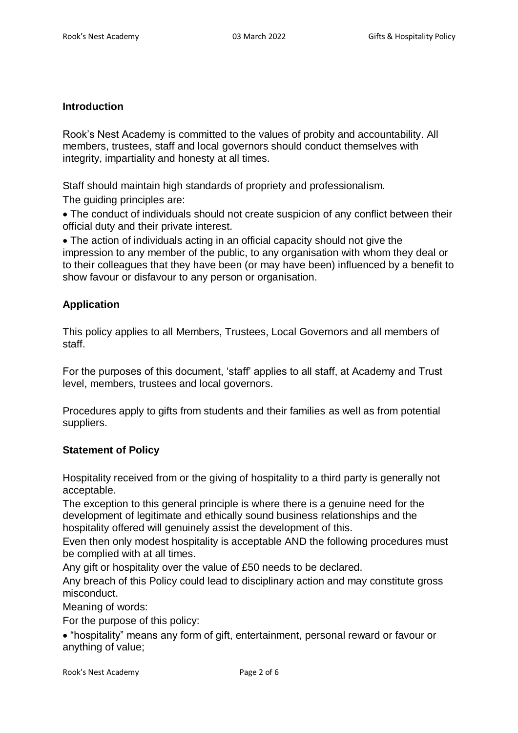## Introduction

Rook's Nest Academy is committed to the values of probity and accountability. All members, trustees, staff and local governors should conduct themselves with integrity, impartiality and honesty at all times.

Staff should maintain high standards of propriety and professionalism.

The guiding principles are:

- The conduct of individuals should not create suspicion of any conflict between their official duty and their private interest.
- The action of individuals acting in an official capacity should not give the impression to any member of the public, to any organisation with whom they deal or to their colleagues that they have been (or may have been) influenced by a benefit to show favour or disfavour to any person or organisation.

## Application

This policy applies to all Members, Trustees, Local Governors and all members of staff.

For the purposes of this document, 'staff' applies to all staff, at Academy and Trust level, members, trustees and local governors.

Procedures apply to gifts from students and their families as well as from potential suppliers.

## Statement of Policy

Hospitality received from or the giving of hospitality to a third party is generally not acceptable.

The exception to this general principle is where there is a genuine need for the development of legitimate and ethically sound business relationships and the hospitality offered will genuinely assist the development of this.

Even then only modest hospitality is acceptable AND the following procedures must be complied with at all times.

Any gift or hospitality over the value of £50 needs to be declared.

Any breach of this Policy could lead to disciplinary action and may constitute gross misconduct.

Meaning of words:

For the purpose of this policy:

- "hospitality" means any form of gift, entertainment, personal reward or favour or anything of value;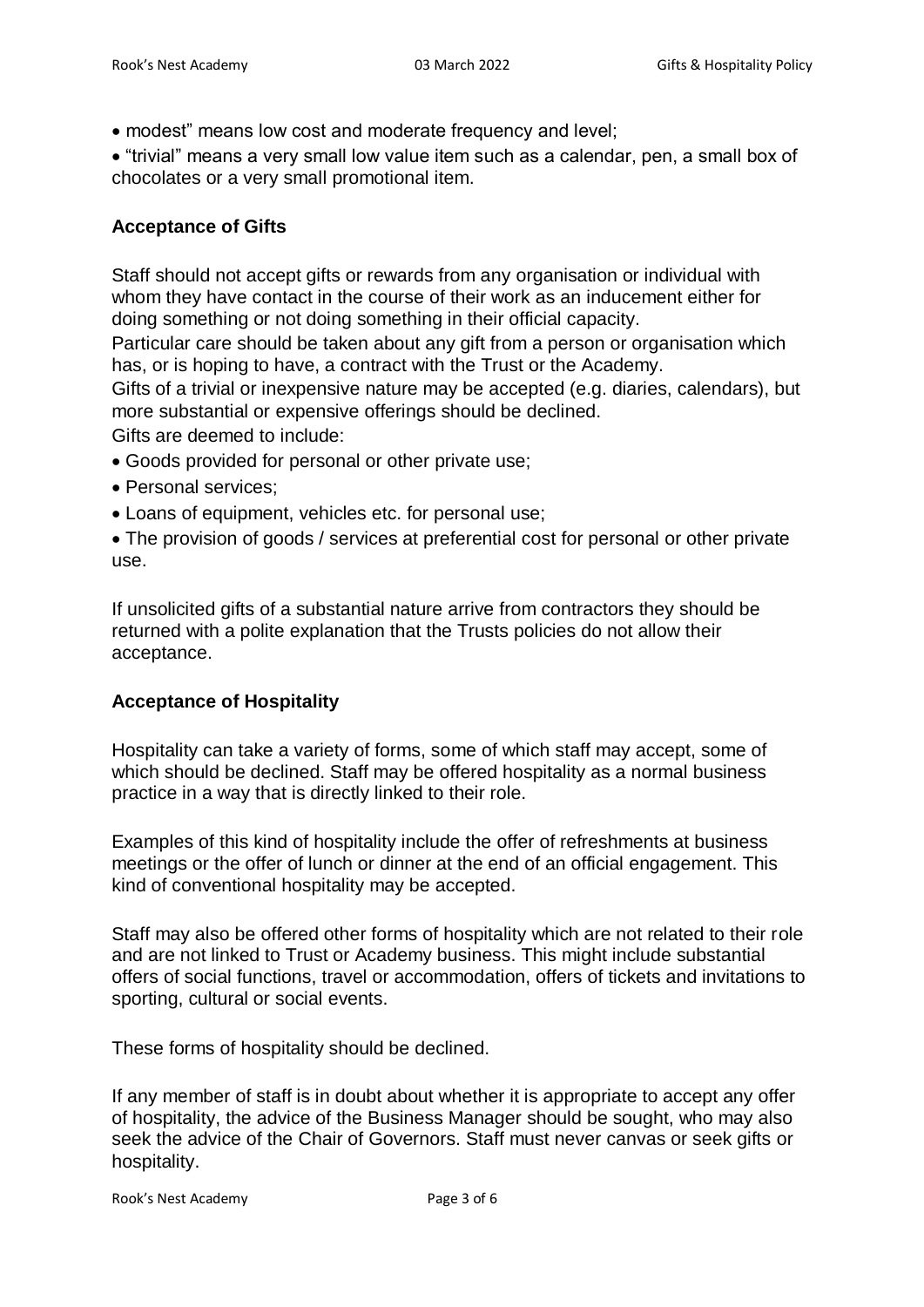- modest” means low cost and moderate frequency and level;
- “trivial” means a very small low value item such as a calendar, pen, a small box of chocolates or a very small promotional item.

**Acceptance of Gifts**

Staff should not accept gifts or rewards from any organisation or individual with whom they have contact in the course of their work as an inducement either for doing something or not doing something in their official capacity.
Particular care should be taken about any gift from a person or organisation which has, or is hoping to have, a contract with the Trust or the Academy.
Gifts of a trivial or inexpensive nature may be accepted (e.g. diaries, calendars), but more substantial or expensive offerings should be declined.
Gifts are deemed to include:

- Goods provided for personal or other private use;
- Personal services;
- Loans of equipment, vehicles etc. for personal use;
- The provision of goods / services at preferential cost for personal or other private use.

If unsolicited gifts of a substantial nature arrive from contractors they should be returned with a polite explanation that the Trusts policies do not allow their acceptance.

**Acceptance of Hospitality**

Hospitality can take a variety of forms, some of which staff may accept, some of which should be declined. Staff may be offered hospitality as a normal business practice in a way that is directly linked to their role.

Examples of this kind of hospitality include the offer of refreshments at business meetings or the offer of lunch or dinner at the end of an official engagement. This kind of conventional hospitality may be accepted.

Staff may also be offered other forms of hospitality which are not related to their role and are not linked to Trust or Academy business. This might include substantial offers of social functions, travel or accommodation, offers of tickets and invitations to sporting, cultural or social events.

These forms of hospitality should be declined.

If any member of staff is in doubt about whether it is appropriate to accept any offer of hospitality, the advice of the Business Manager should be sought, who may also seek the advice of the Chair of Governors. Staff must never canvas or seek gifts or hospitality.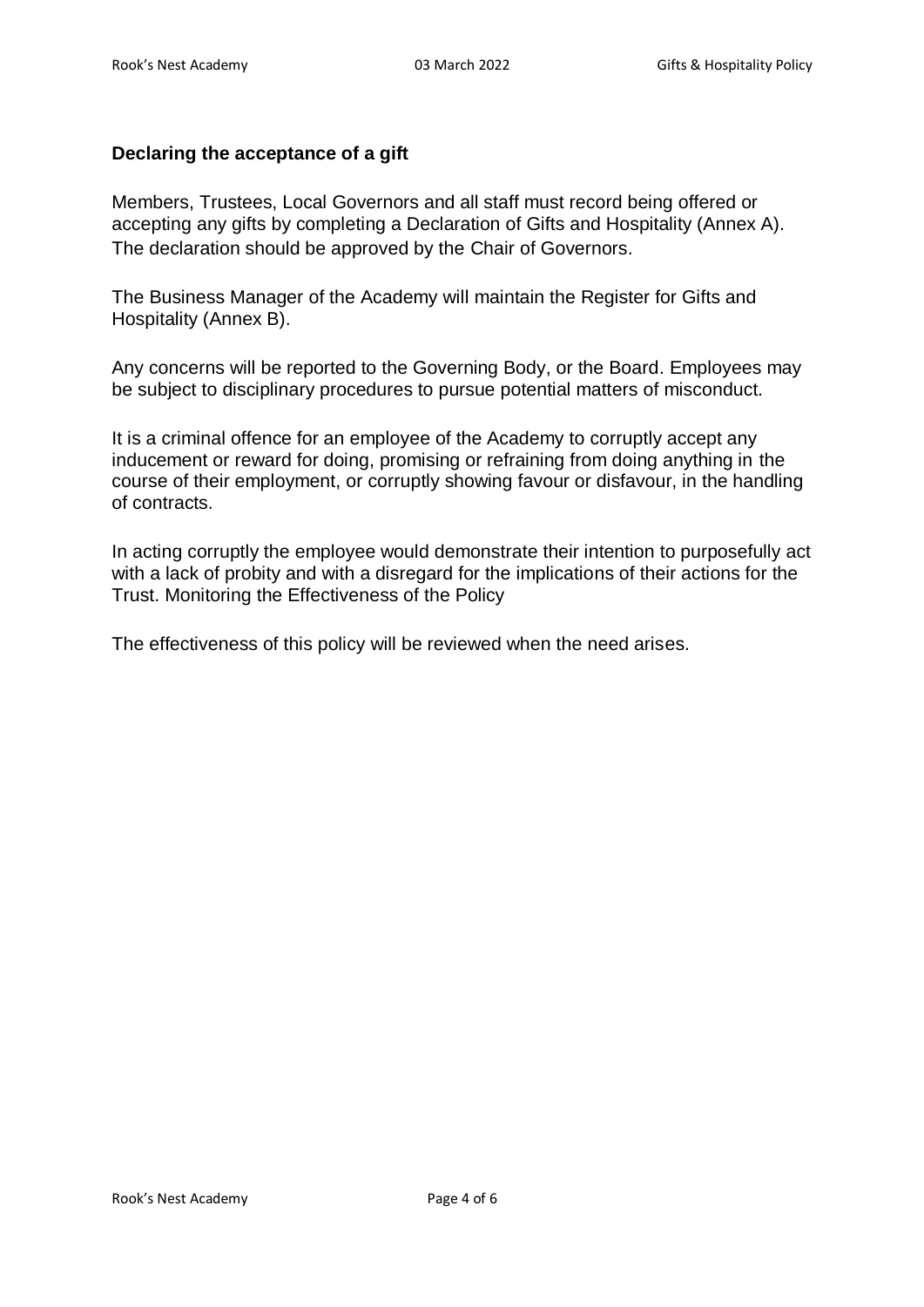### Declaring the acceptance of a gift

Members, Trustees, Local Governors and all staff must record being offered or accepting any gifts by completing a Declaration of Gifts and Hospitality (Annex A). The declaration should be approved by the Chair of Governors.

The Business Manager of the Academy will maintain the Register for Gifts and Hospitality (Annex B).

Any concerns will be reported to the Governing Body, or the Board. Employees may be subject to disciplinary procedures to pursue potential matters of misconduct.

It is a criminal offence for an employee of the Academy to corruptly accept any inducement or reward for doing, promising or refraining from doing anything in the course of their employment, or corruptly showing favour or disfavour, in the handling of contracts.

In acting corruptly the employee would demonstrate their intention to purposefully act with a lack of probity and with a disregard for the implications of their actions for the Trust. Monitoring the Effectiveness of the Policy

The effectiveness of this policy will be reviewed when the need arises.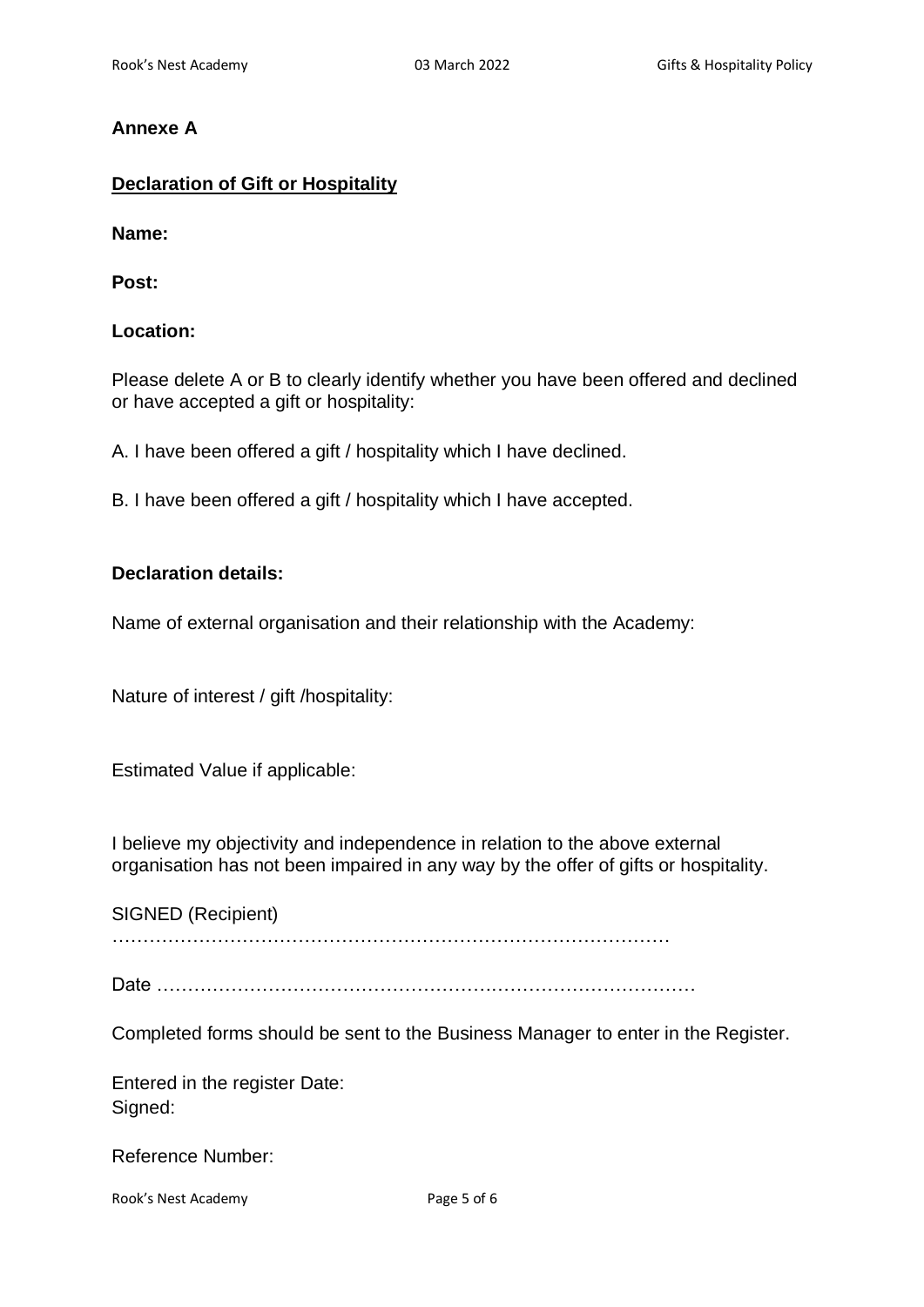**Annexe A**

**Declaration of Gift or Hospitality**

**Name:**

**Post:**

**Location:**

Please delete A or B to clearly identify whether you have been offered and declined or have accepted a gift or hospitality:

A. I have been offered a gift / hospitality which I have declined.

B. I have been offered a gift / hospitality which I have accepted.

**Declaration details:**

Name of external organisation and their relationship with the Academy:

Nature of interest / gift /hospitality:

Estimated Value if applicable:

I believe my objectivity and independence in relation to the above external organisation has not been impaired in any way by the offer of gifts or hospitality.

SIGNED (Recipient) ………………………………………………………………………………

Date ………………………………………………………………………………

Completed forms should be sent to the Business Manager to enter in the Register.

Entered in the register Date:
Signed:

Reference Number: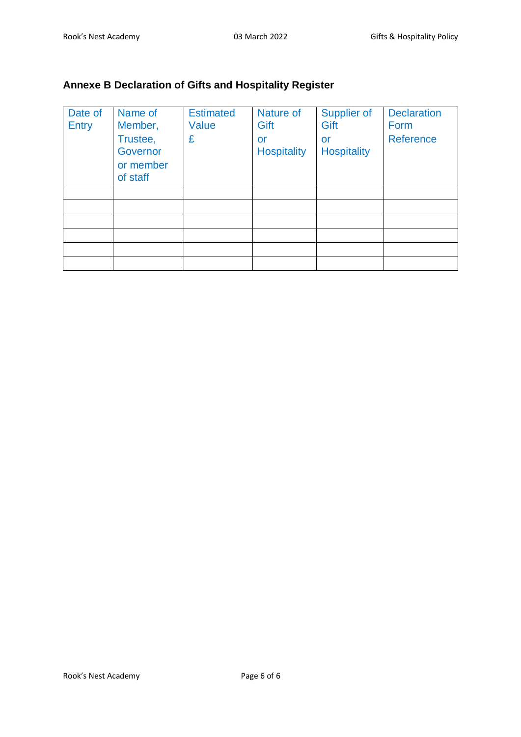## Annexe B Declaration of Gifts and Hospitality Register

| Date of Entry | Name of Member, Trustee, Governor or member of staff | Estimated Value £ | Nature of Gift or Hospitality | Supplier of Gift or Hospitality | Declaration Form Reference |
|---|---|---|---|---|---|
| | | | | | |
| | | | | | |
| | | | | | |
| | | | | | |
| | | | | | |
| | | | | | |